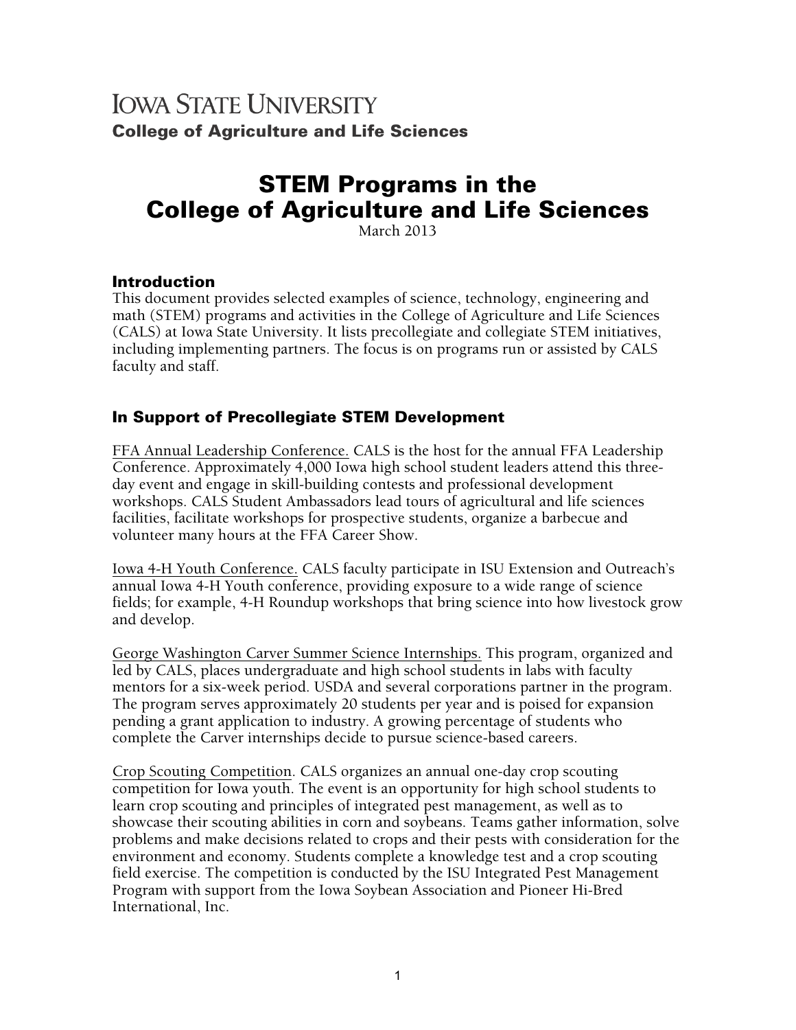Iowa State University

College of Agriculture and Life Sciences

# STEM Programs in the College of Agriculture and Life Sciences

March 2013

## Introduction

This document provides selected examples of science, technology, engineering and math (STEM) programs and activities in the College of Agriculture and Life Sciences (CALS) at Iowa State University. It lists precollegiate and collegiate STEM initiatives, including implementing partners. The focus is on programs run or assisted by CALS faculty and staff.

## In Support of Precollegiate STEM Development

FFA Annual Leadership Conference. CALS is the host for the annual FFA Leadership Conference. Approximately 4,000 Iowa high school student leaders attend this three-day event and engage in skill-building contests and professional development workshops. CALS Student Ambassadors lead tours of agricultural and life sciences facilities, facilitate workshops for prospective students, organize a barbecue and volunteer many hours at the FFA Career Show.

Iowa 4-H Youth Conference. CALS faculty participate in ISU Extension and Outreach's annual Iowa 4-H Youth conference, providing exposure to a wide range of science fields; for example, 4-H Roundup workshops that bring science into how livestock grow and develop.

George Washington Carver Summer Science Internships. This program, organized and led by CALS, places undergraduate and high school students in labs with faculty mentors for a six-week period. USDA and several corporations partner in the program. The program serves approximately 20 students per year and is poised for expansion pending a grant application to industry. A growing percentage of students who complete the Carver internships decide to pursue science-based careers.

Crop Scouting Competition. CALS organizes an annual one-day crop scouting competition for Iowa youth. The event is an opportunity for high school students to learn crop scouting and principles of integrated pest management, as well as to showcase their scouting abilities in corn and soybeans. Teams gather information, solve problems and make decisions related to crops and their pests with consideration for the environment and economy. Students complete a knowledge test and a crop scouting field exercise. The competition is conducted by the ISU Integrated Pest Management Program with support from the Iowa Soybean Association and Pioneer Hi-Bred International, Inc.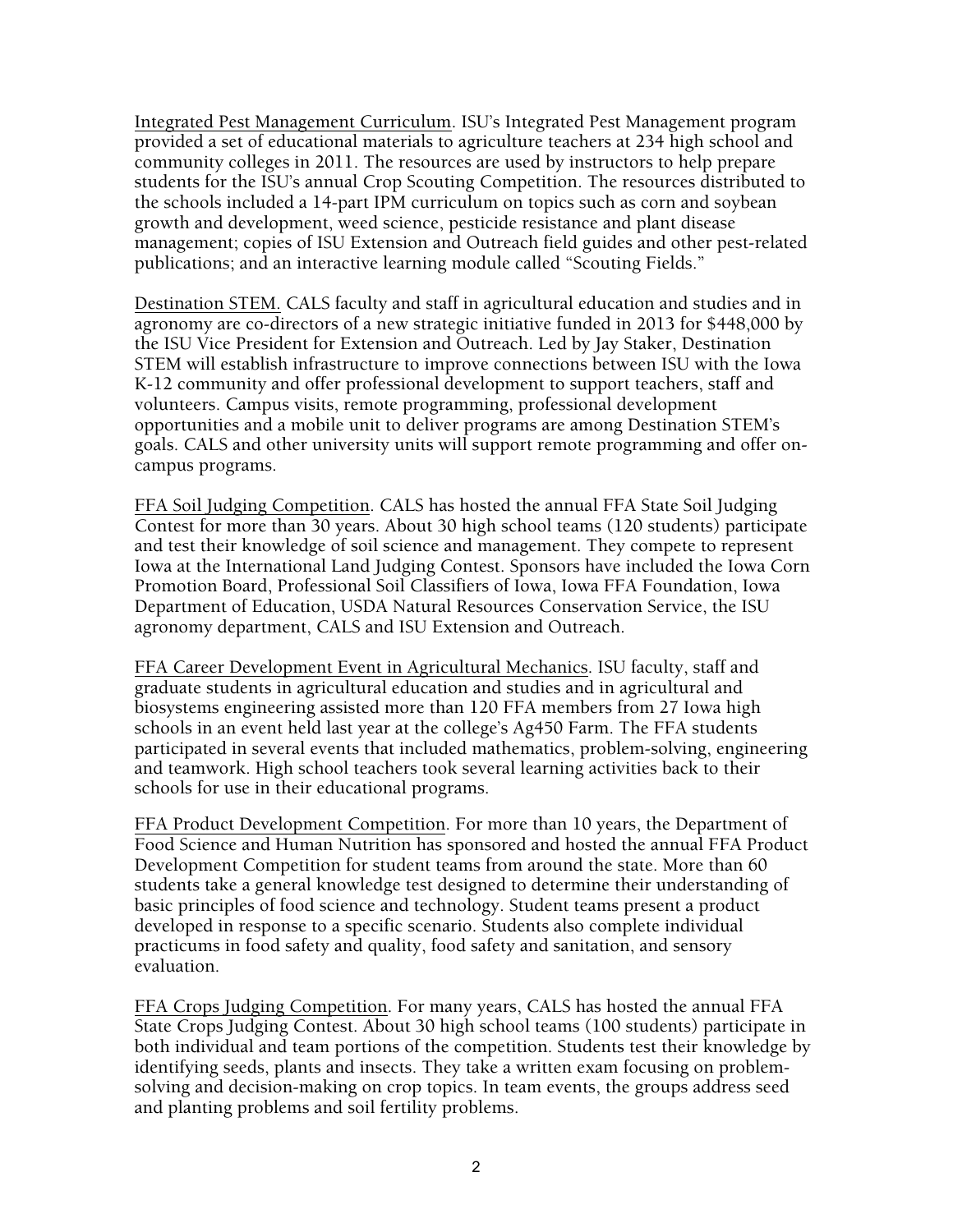Integrated Pest Management Curriculum. ISU's Integrated Pest Management program provided a set of educational materials to agriculture teachers at 234 high school and community colleges in 2011. The resources are used by instructors to help prepare students for the ISU's annual Crop Scouting Competition. The resources distributed to the schools included a 14-part IPM curriculum on topics such as corn and soybean growth and development, weed science, pesticide resistance and plant disease management; copies of ISU Extension and Outreach field guides and other pest-related publications; and an interactive learning module called "Scouting Fields."

Destination STEM. CALS faculty and staff in agricultural education and studies and in agronomy are co-directors of a new strategic initiative funded in 2013 for $448,000 by the ISU Vice President for Extension and Outreach. Led by Jay Staker, Destination STEM will establish infrastructure to improve connections between ISU with the Iowa K-12 community and offer professional development to support teachers, staff and volunteers. Campus visits, remote programming, professional development opportunities and a mobile unit to deliver programs are among Destination STEM's goals. CALS and other university units will support remote programming and offer on-campus programs.

FFA Soil Judging Competition. CALS has hosted the annual FFA State Soil Judging Contest for more than 30 years. About 30 high school teams (120 students) participate and test their knowledge of soil science and management. They compete to represent Iowa at the International Land Judging Contest. Sponsors have included the Iowa Corn Promotion Board, Professional Soil Classifiers of Iowa, Iowa FFA Foundation, Iowa Department of Education, USDA Natural Resources Conservation Service, the ISU agronomy department, CALS and ISU Extension and Outreach.

FFA Career Development Event in Agricultural Mechanics. ISU faculty, staff and graduate students in agricultural education and studies and in agricultural and biosystems engineering assisted more than 120 FFA members from 27 Iowa high schools in an event held last year at the college's Ag450 Farm. The FFA students participated in several events that included mathematics, problem-solving, engineering and teamwork. High school teachers took several learning activities back to their schools for use in their educational programs.

FFA Product Development Competition. For more than 10 years, the Department of Food Science and Human Nutrition has sponsored and hosted the annual FFA Product Development Competition for student teams from around the state. More than 60 students take a general knowledge test designed to determine their understanding of basic principles of food science and technology. Student teams present a product developed in response to a specific scenario. Students also complete individual practicums in food safety and quality, food safety and sanitation, and sensory evaluation.

FFA Crops Judging Competition. For many years, CALS has hosted the annual FFA State Crops Judging Contest. About 30 high school teams (100 students) participate in both individual and team portions of the competition. Students test their knowledge by identifying seeds, plants and insects. They take a written exam focusing on problem-solving and decision-making on crop topics. In team events, the groups address seed and planting problems and soil fertility problems.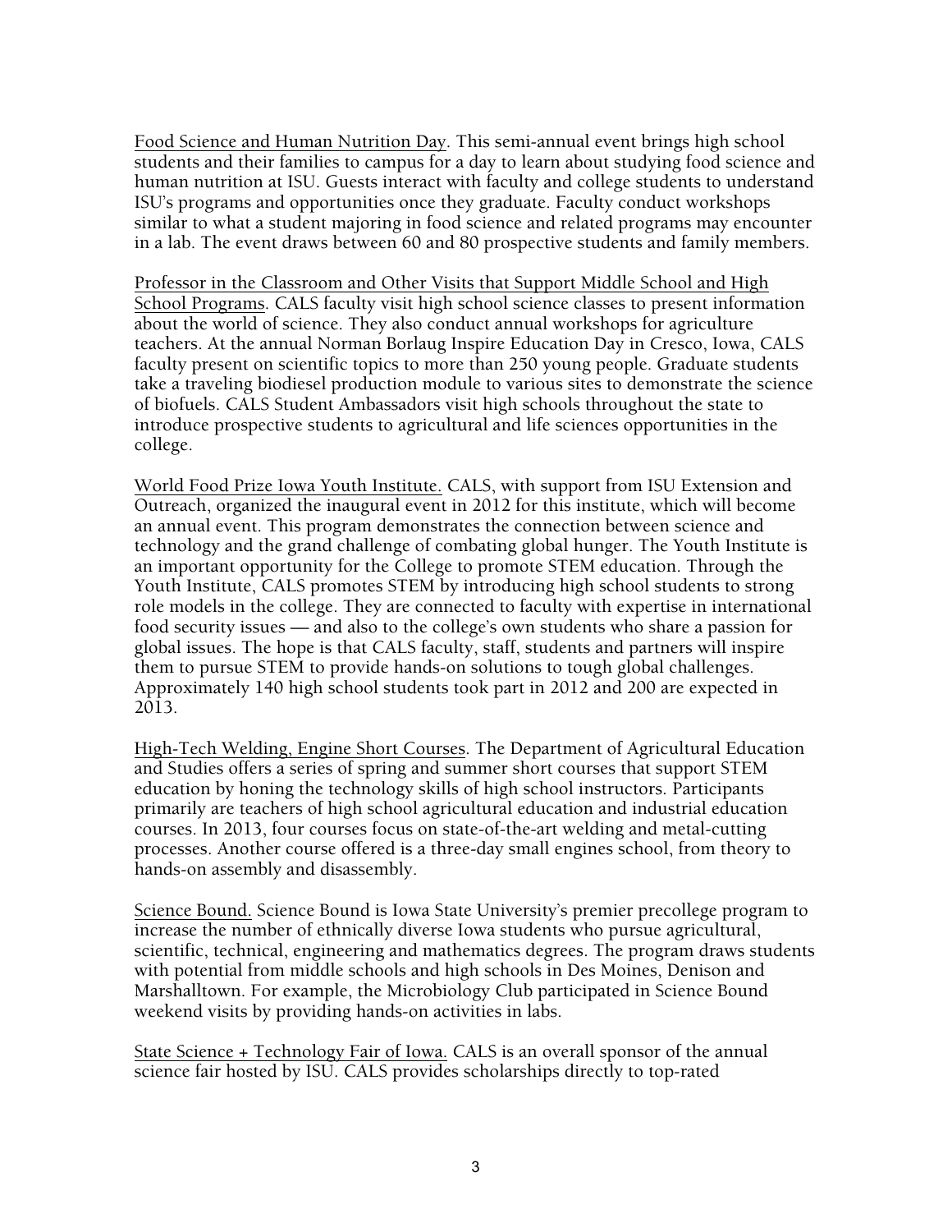Food Science and Human Nutrition Day. This semi-annual event brings high school students and their families to campus for a day to learn about studying food science and human nutrition at ISU. Guests interact with faculty and college students to understand ISU's programs and opportunities once they graduate. Faculty conduct workshops similar to what a student majoring in food science and related programs may encounter in a lab. The event draws between 60 and 80 prospective students and family members.

Professor in the Classroom and Other Visits that Support Middle School and High School Programs. CALS faculty visit high school science classes to present information about the world of science. They also conduct annual workshops for agriculture teachers. At the annual Norman Borlaug Inspire Education Day in Cresco, Iowa, CALS faculty present on scientific topics to more than 250 young people. Graduate students take a traveling biodiesel production module to various sites to demonstrate the science of biofuels. CALS Student Ambassadors visit high schools throughout the state to introduce prospective students to agricultural and life sciences opportunities in the college.

World Food Prize Iowa Youth Institute. CALS, with support from ISU Extension and Outreach, organized the inaugural event in 2012 for this institute, which will become an annual event. This program demonstrates the connection between science and technology and the grand challenge of combating global hunger. The Youth Institute is an important opportunity for the College to promote STEM education. Through the Youth Institute, CALS promotes STEM by introducing high school students to strong role models in the college. They are connected to faculty with expertise in international food security issues — and also to the college's own students who share a passion for global issues. The hope is that CALS faculty, staff, students and partners will inspire them to pursue STEM to provide hands-on solutions to tough global challenges. Approximately 140 high school students took part in 2012 and 200 are expected in 2013.

High-Tech Welding, Engine Short Courses. The Department of Agricultural Education and Studies offers a series of spring and summer short courses that support STEM education by honing the technology skills of high school instructors. Participants primarily are teachers of high school agricultural education and industrial education courses. In 2013, four courses focus on state-of-the-art welding and metal-cutting processes. Another course offered is a three-day small engines school, from theory to hands-on assembly and disassembly.

Science Bound. Science Bound is Iowa State University's premier precollege program to increase the number of ethnically diverse Iowa students who pursue agricultural, scientific, technical, engineering and mathematics degrees. The program draws students with potential from middle schools and high schools in Des Moines, Denison and Marshalltown. For example, the Microbiology Club participated in Science Bound weekend visits by providing hands-on activities in labs.

State Science + Technology Fair of Iowa. CALS is an overall sponsor of the annual science fair hosted by ISU. CALS provides scholarships directly to top-rated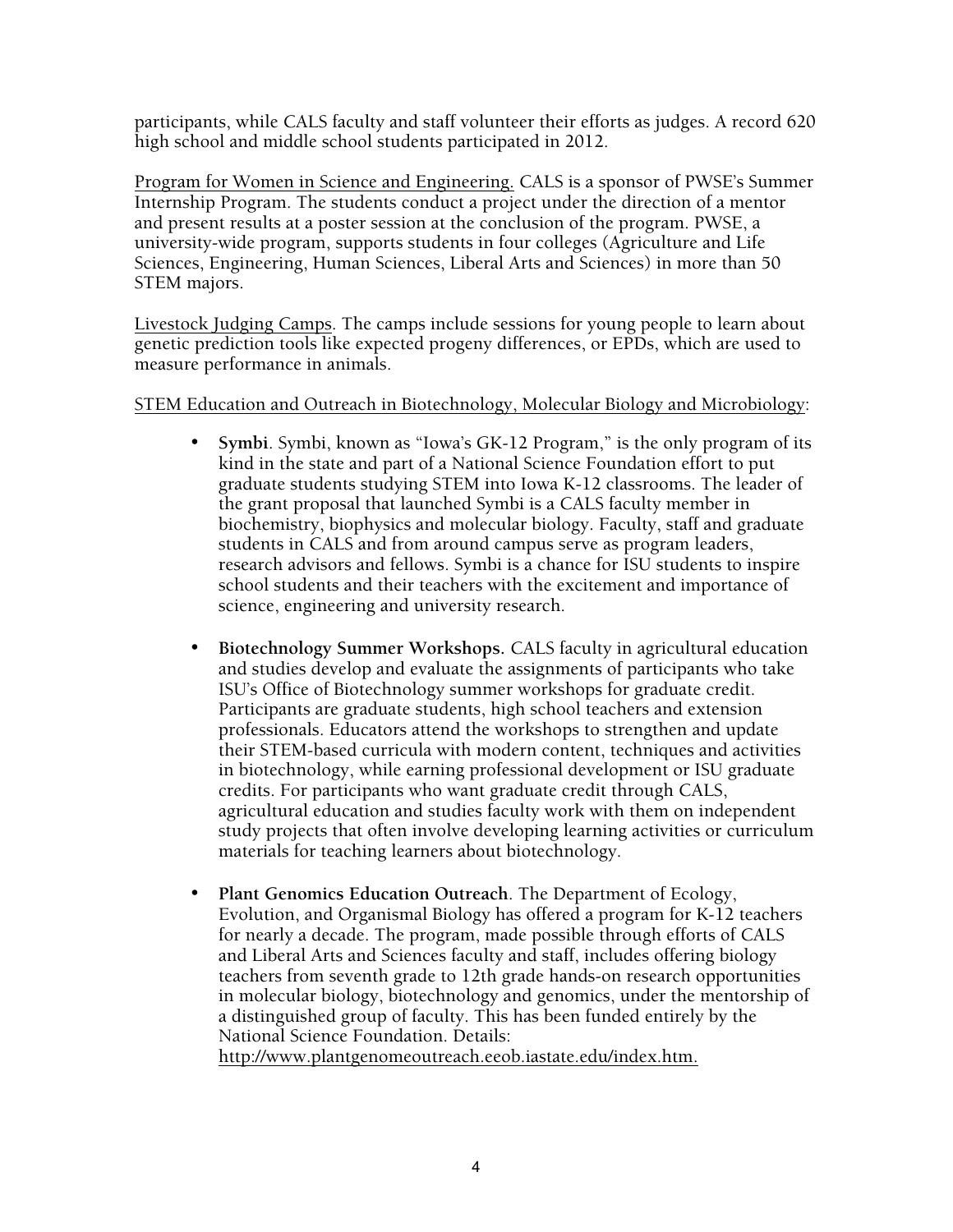participants, while CALS faculty and staff volunteer their efforts as judges. A record 620 high school and middle school students participated in 2012.

Program for Women in Science and Engineering. CALS is a sponsor of PWSE's Summer Internship Program. The students conduct a project under the direction of a mentor and present results at a poster session at the conclusion of the program. PWSE, a university-wide program, supports students in four colleges (Agriculture and Life Sciences, Engineering, Human Sciences, Liberal Arts and Sciences) in more than 50 STEM majors.

Livestock Judging Camps. The camps include sessions for young people to learn about genetic prediction tools like expected progeny differences, or EPDs, which are used to measure performance in animals.

STEM Education and Outreach in Biotechnology, Molecular Biology and Microbiology:

- **Symbi**. Symbi, known as "Iowa's GK-12 Program," is the only program of its kind in the state and part of a National Science Foundation effort to put graduate students studying STEM into Iowa K-12 classrooms. The leader of the grant proposal that launched Symbi is a CALS faculty member in biochemistry, biophysics and molecular biology. Faculty, staff and graduate students in CALS and from around campus serve as program leaders, research advisors and fellows. Symbi is a chance for ISU students to inspire school students and their teachers with the excitement and importance of science, engineering and university research.

- **Biotechnology Summer Workshops.** CALS faculty in agricultural education and studies develop and evaluate the assignments of participants who take ISU's Office of Biotechnology summer workshops for graduate credit. Participants are graduate students, high school teachers and extension professionals. Educators attend the workshops to strengthen and update their STEM-based curricula with modern content, techniques and activities in biotechnology, while earning professional development or ISU graduate credits. For participants who want graduate credit through CALS, agricultural education and studies faculty work with them on independent study projects that often involve developing learning activities or curriculum materials for teaching learners about biotechnology.

- **Plant Genomics Education Outreach**. The Department of Ecology, Evolution, and Organismal Biology has offered a program for K-12 teachers for nearly a decade. The program, made possible through efforts of CALS and Liberal Arts and Sciences faculty and staff, includes offering biology teachers from seventh grade to 12th grade hands-on research opportunities in molecular biology, biotechnology and genomics, under the mentorship of a distinguished group of faculty. This has been funded entirely by the National Science Foundation. Details: http://www.plantgenomeoutreach.eeob.iastate.edu/index.htm.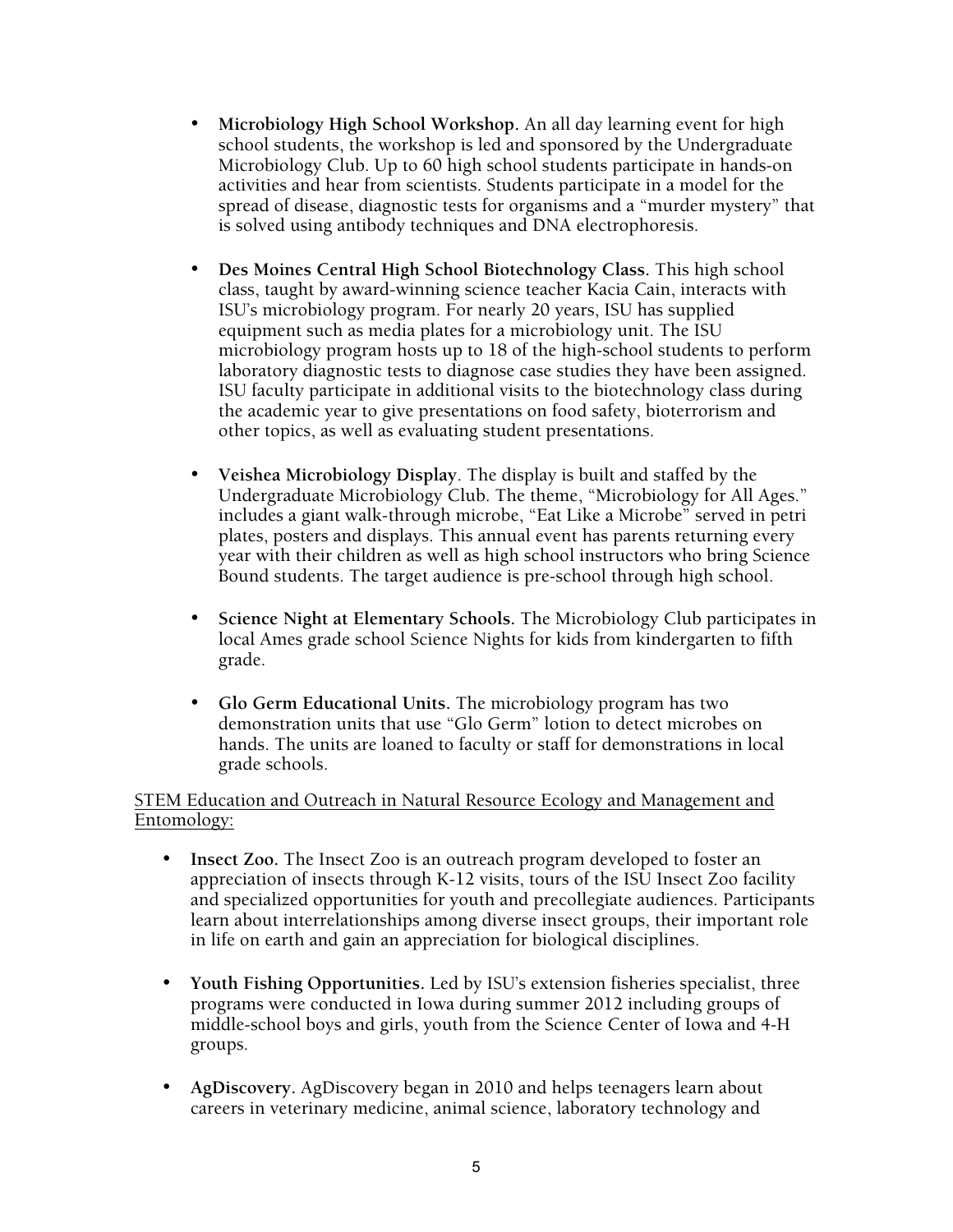- **Microbiology High School Workshop.** An all day learning event for high school students, the workshop is led and sponsored by the Undergraduate Microbiology Club. Up to 60 high school students participate in hands-on activities and hear from scientists. Students participate in a model for the spread of disease, diagnostic tests for organisms and a "murder mystery" that is solved using antibody techniques and DNA electrophoresis.

- **Des Moines Central High School Biotechnology Class.** This high school class, taught by award-winning science teacher Kacia Cain, interacts with ISU's microbiology program. For nearly 20 years, ISU has supplied equipment such as media plates for a microbiology unit. The ISU microbiology program hosts up to 18 of the high-school students to perform laboratory diagnostic tests to diagnose case studies they have been assigned. ISU faculty participate in additional visits to the biotechnology class during the academic year to give presentations on food safety, bioterrorism and other topics, as well as evaluating student presentations.

- **Veishea Microbiology Display**. The display is built and staffed by the Undergraduate Microbiology Club. The theme, "Microbiology for All Ages." includes a giant walk-through microbe, "Eat Like a Microbe" served in petri plates, posters and displays. This annual event has parents returning every year with their children as well as high school instructors who bring Science Bound students. The target audience is pre-school through high school.

- **Science Night at Elementary Schools.** The Microbiology Club participates in local Ames grade school Science Nights for kids from kindergarten to fifth grade.

- **Glo Germ Educational Units.** The microbiology program has two demonstration units that use "Glo Germ" lotion to detect microbes on hands. The units are loaned to faculty or staff for demonstrations in local grade schools.

<u>STEM Education and Outreach in Natural Resource Ecology and Management and Entomology:</u>

- **Insect Zoo.** The Insect Zoo is an outreach program developed to foster an appreciation of insects through K-12 visits, tours of the ISU Insect Zoo facility and specialized opportunities for youth and precollegiate audiences. Participants learn about interrelationships among diverse insect groups, their important role in life on earth and gain an appreciation for biological disciplines.

- **Youth Fishing Opportunities.** Led by ISU's extension fisheries specialist, three programs were conducted in Iowa during summer 2012 including groups of middle-school boys and girls, youth from the Science Center of Iowa and 4-H groups.

- **AgDiscovery.** AgDiscovery began in 2010 and helps teenagers learn about careers in veterinary medicine, animal science, laboratory technology and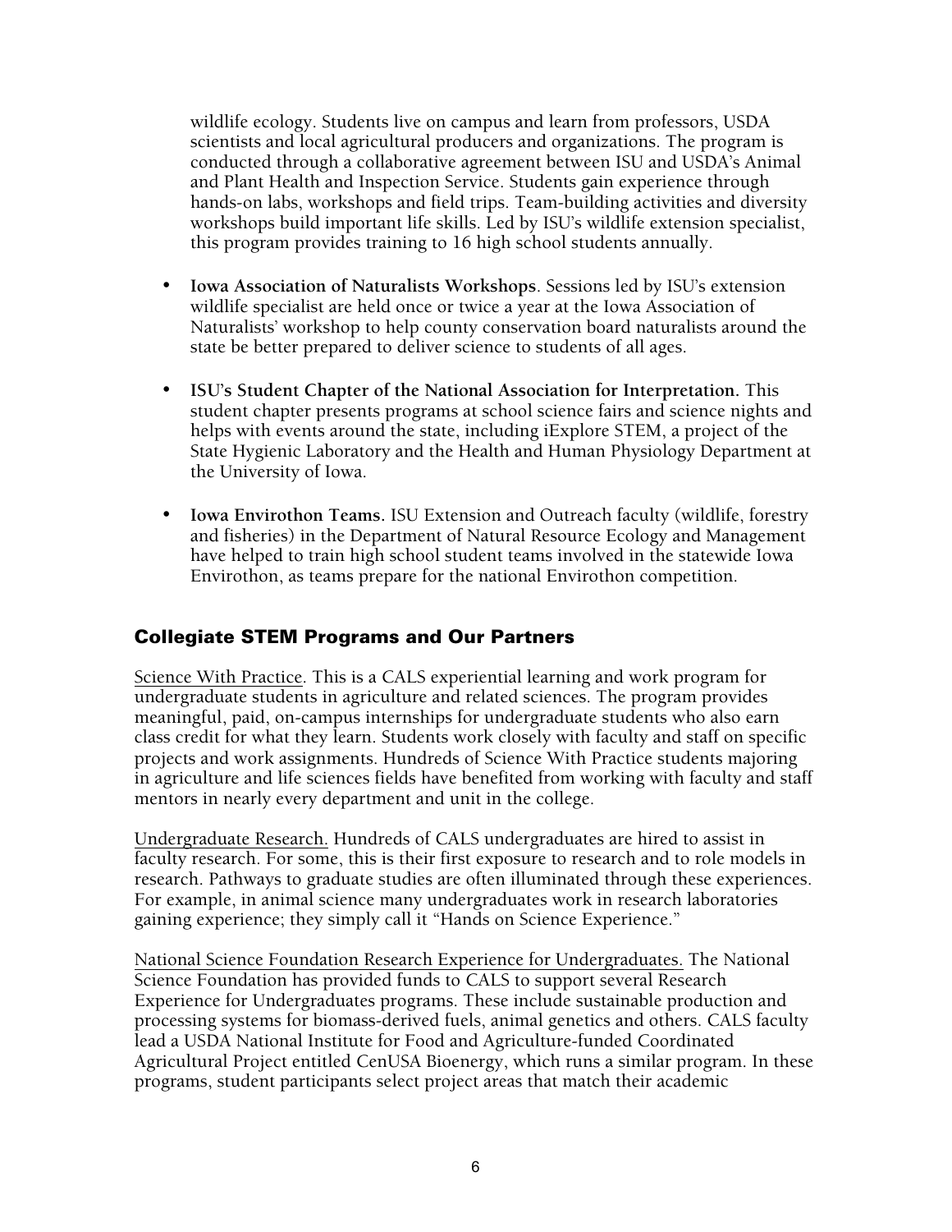wildlife ecology. Students live on campus and learn from professors, USDA scientists and local agricultural producers and organizations. The program is conducted through a collaborative agreement between ISU and USDA's Animal and Plant Health and Inspection Service. Students gain experience through hands-on labs, workshops and field trips. Team-building activities and diversity workshops build important life skills. Led by ISU's wildlife extension specialist, this program provides training to 16 high school students annually.

- **Iowa Association of Naturalists Workshops**. Sessions led by ISU's extension wildlife specialist are held once or twice a year at the Iowa Association of Naturalists' workshop to help county conservation board naturalists around the state be better prepared to deliver science to students of all ages.

- **ISU's Student Chapter of the National Association for Interpretation.** This student chapter presents programs at school science fairs and science nights and helps with events around the state, including iExplore STEM, a project of the State Hygienic Laboratory and the Health and Human Physiology Department at the University of Iowa.

- **Iowa Envirothon Teams.** ISU Extension and Outreach faculty (wildlife, forestry and fisheries) in the Department of Natural Resource Ecology and Management have helped to train high school student teams involved in the statewide Iowa Envirothon, as teams prepare for the national Envirothon competition.

## Collegiate STEM Programs and Our Partners

Science With Practice. This is a CALS experiential learning and work program for undergraduate students in agriculture and related sciences. The program provides meaningful, paid, on-campus internships for undergraduate students who also earn class credit for what they learn. Students work closely with faculty and staff on specific projects and work assignments. Hundreds of Science With Practice students majoring in agriculture and life sciences fields have benefited from working with faculty and staff mentors in nearly every department and unit in the college.

Undergraduate Research. Hundreds of CALS undergraduates are hired to assist in faculty research. For some, this is their first exposure to research and to role models in research. Pathways to graduate studies are often illuminated through these experiences. For example, in animal science many undergraduates work in research laboratories gaining experience; they simply call it "Hands on Science Experience."

National Science Foundation Research Experience for Undergraduates. The National Science Foundation has provided funds to CALS to support several Research Experience for Undergraduates programs. These include sustainable production and processing systems for biomass-derived fuels, animal genetics and others. CALS faculty lead a USDA National Institute for Food and Agriculture-funded Coordinated Agricultural Project entitled CenUSA Bioenergy, which runs a similar program. In these programs, student participants select project areas that match their academic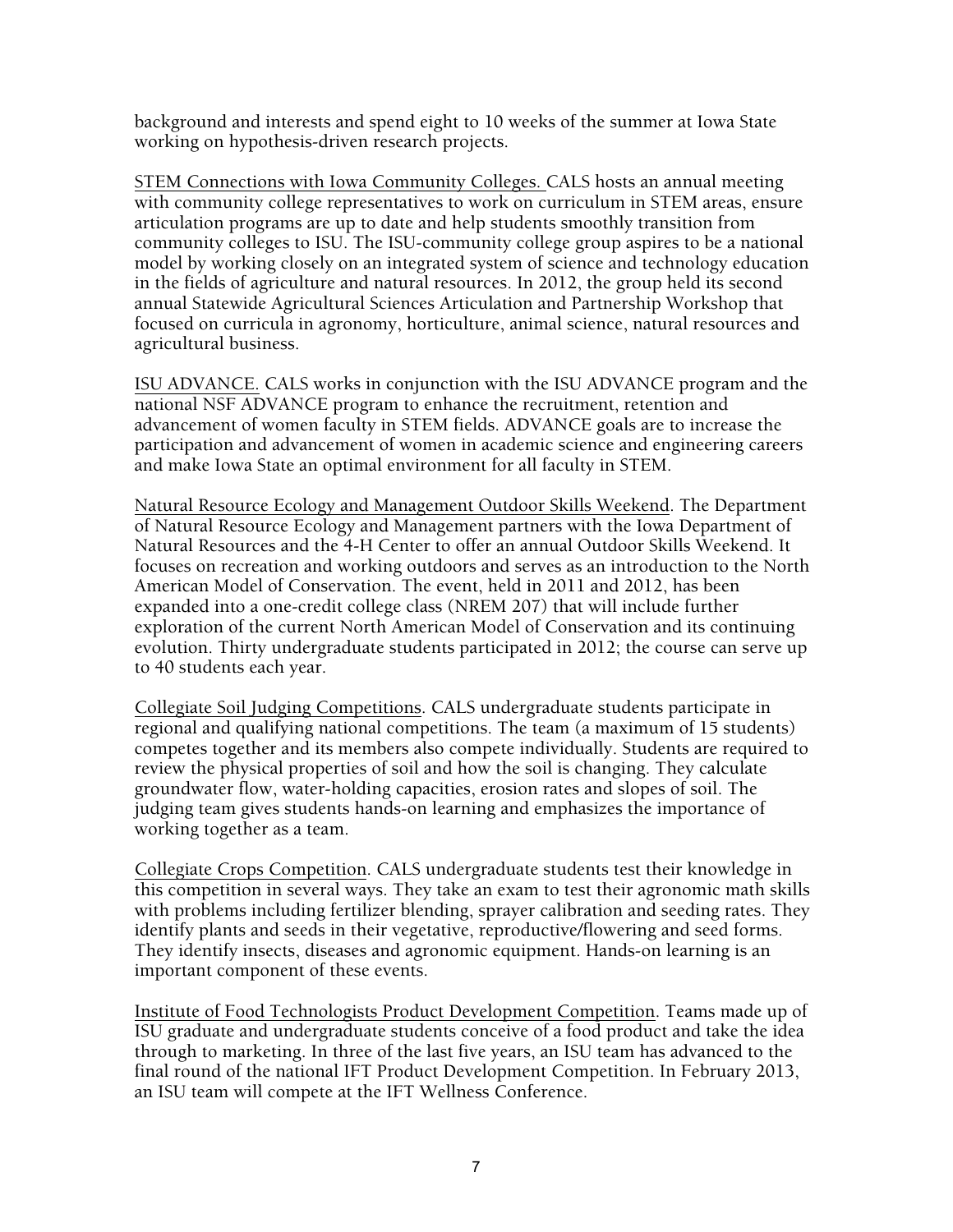background and interests and spend eight to 10 weeks of the summer at Iowa State working on hypothesis-driven research projects.

<u>STEM Connections with Iowa Community Colleges.</u> CALS hosts an annual meeting with community college representatives to work on curriculum in STEM areas, ensure articulation programs are up to date and help students smoothly transition from community colleges to ISU. The ISU-community college group aspires to be a national model by working closely on an integrated system of science and technology education in the fields of agriculture and natural resources. In 2012, the group held its second annual Statewide Agricultural Sciences Articulation and Partnership Workshop that focused on curricula in agronomy, horticulture, animal science, natural resources and agricultural business.

<u>ISU ADVANCE.</u> CALS works in conjunction with the ISU ADVANCE program and the national NSF ADVANCE program to enhance the recruitment, retention and advancement of women faculty in STEM fields. ADVANCE goals are to increase the participation and advancement of women in academic science and engineering careers and make Iowa State an optimal environment for all faculty in STEM.

<u>Natural Resource Ecology and Management Outdoor Skills Weekend</u>. The Department of Natural Resource Ecology and Management partners with the Iowa Department of Natural Resources and the 4-H Center to offer an annual Outdoor Skills Weekend. It focuses on recreation and working outdoors and serves as an introduction to the North American Model of Conservation. The event, held in 2011 and 2012, has been expanded into a one-credit college class (NREM 207) that will include further exploration of the current North American Model of Conservation and its continuing evolution. Thirty undergraduate students participated in 2012; the course can serve up to 40 students each year.

<u>Collegiate Soil Judging Competitions</u>. CALS undergraduate students participate in regional and qualifying national competitions. The team (a maximum of 15 students) competes together and its members also compete individually. Students are required to review the physical properties of soil and how the soil is changing. They calculate groundwater flow, water-holding capacities, erosion rates and slopes of soil. The judging team gives students hands-on learning and emphasizes the importance of working together as a team.

<u>Collegiate Crops Competition</u>. CALS undergraduate students test their knowledge in this competition in several ways. They take an exam to test their agronomic math skills with problems including fertilizer blending, sprayer calibration and seeding rates. They identify plants and seeds in their vegetative, reproductive/flowering and seed forms. They identify insects, diseases and agronomic equipment. Hands-on learning is an important component of these events.

<u>Institute of Food Technologists Product Development Competition</u>. Teams made up of ISU graduate and undergraduate students conceive of a food product and take the idea through to marketing. In three of the last five years, an ISU team has advanced to the final round of the national IFT Product Development Competition. In February 2013, an ISU team will compete at the IFT Wellness Conference.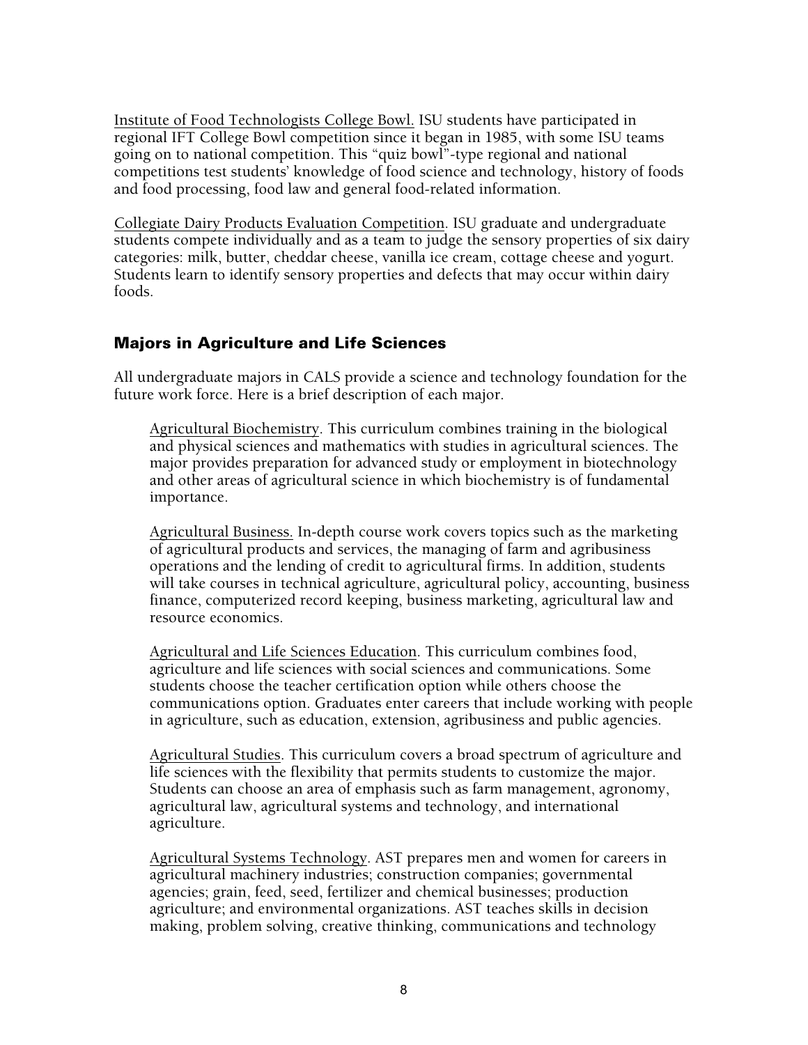Institute of Food Technologists College Bowl. ISU students have participated in regional IFT College Bowl competition since it began in 1985, with some ISU teams going on to national competition. This "quiz bowl"-type regional and national competitions test students' knowledge of food science and technology, history of foods and food processing, food law and general food-related information.

Collegiate Dairy Products Evaluation Competition. ISU graduate and undergraduate students compete individually and as a team to judge the sensory properties of six dairy categories: milk, butter, cheddar cheese, vanilla ice cream, cottage cheese and yogurt. Students learn to identify sensory properties and defects that may occur within dairy foods.

## Majors in Agriculture and Life Sciences

All undergraduate majors in CALS provide a science and technology foundation for the future work force. Here is a brief description of each major.

Agricultural Biochemistry. This curriculum combines training in the biological and physical sciences and mathematics with studies in agricultural sciences. The major provides preparation for advanced study or employment in biotechnology and other areas of agricultural science in which biochemistry is of fundamental importance.

Agricultural Business. In-depth course work covers topics such as the marketing of agricultural products and services, the managing of farm and agribusiness operations and the lending of credit to agricultural firms. In addition, students will take courses in technical agriculture, agricultural policy, accounting, business finance, computerized record keeping, business marketing, agricultural law and resource economics.

Agricultural and Life Sciences Education. This curriculum combines food, agriculture and life sciences with social sciences and communications. Some students choose the teacher certification option while others choose the communications option. Graduates enter careers that include working with people in agriculture, such as education, extension, agribusiness and public agencies.

Agricultural Studies. This curriculum covers a broad spectrum of agriculture and life sciences with the flexibility that permits students to customize the major. Students can choose an area of emphasis such as farm management, agronomy, agricultural law, agricultural systems and technology, and international agriculture.

Agricultural Systems Technology. AST prepares men and women for careers in agricultural machinery industries; construction companies; governmental agencies; grain, feed, seed, fertilizer and chemical businesses; production agriculture; and environmental organizations. AST teaches skills in decision making, problem solving, creative thinking, communications and technology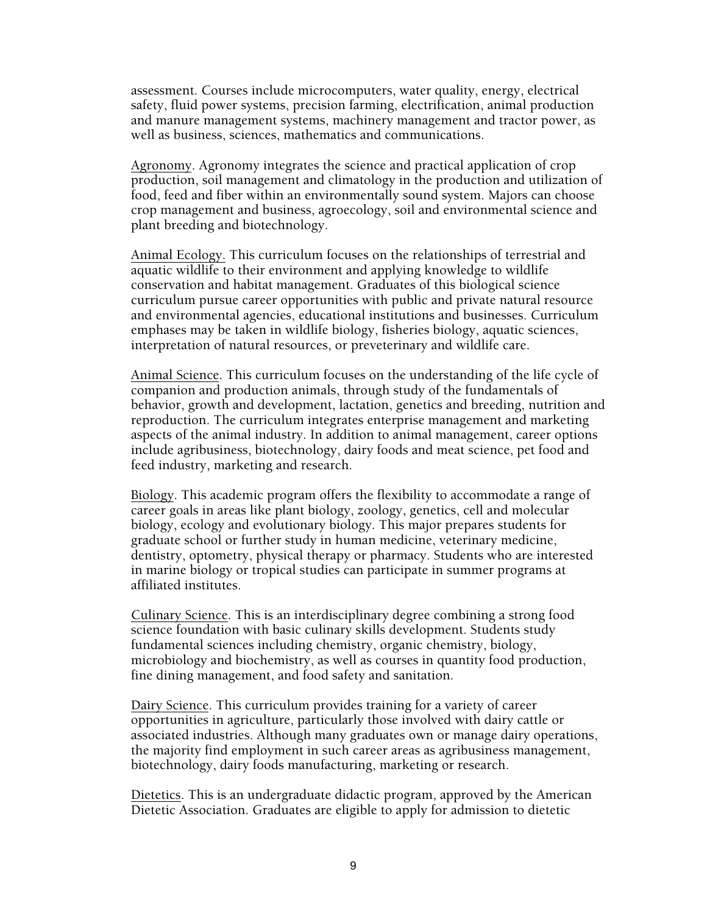assessment. Courses include microcomputers, water quality, energy, electrical safety, fluid power systems, precision farming, electrification, animal production and manure management systems, machinery management and tractor power, as well as business, sciences, mathematics and communications.

<u>Agronomy</u>. Agronomy integrates the science and practical application of crop production, soil management and climatology in the production and utilization of food, feed and fiber within an environmentally sound system. Majors can choose crop management and business, agroecology, soil and environmental science and plant breeding and biotechnology.

<u>Animal Ecology.</u> This curriculum focuses on the relationships of terrestrial and aquatic wildlife to their environment and applying knowledge to wildlife conservation and habitat management. Graduates of this biological science curriculum pursue career opportunities with public and private natural resource and environmental agencies, educational institutions and businesses. Curriculum emphases may be taken in wildlife biology, fisheries biology, aquatic sciences, interpretation of natural resources, or preveterinary and wildlife care.

<u>Animal Science</u>. This curriculum focuses on the understanding of the life cycle of companion and production animals, through study of the fundamentals of behavior, growth and development, lactation, genetics and breeding, nutrition and reproduction. The curriculum integrates enterprise management and marketing aspects of the animal industry. In addition to animal management, career options include agribusiness, biotechnology, dairy foods and meat science, pet food and feed industry, marketing and research.

<u>Biology</u>. This academic program offers the flexibility to accommodate a range of career goals in areas like plant biology, zoology, genetics, cell and molecular biology, ecology and evolutionary biology. This major prepares students for graduate school or further study in human medicine, veterinary medicine, dentistry, optometry, physical therapy or pharmacy. Students who are interested in marine biology or tropical studies can participate in summer programs at affiliated institutes.

<u>Culinary Science</u>. This is an interdisciplinary degree combining a strong food science foundation with basic culinary skills development. Students study fundamental sciences including chemistry, organic chemistry, biology, microbiology and biochemistry, as well as courses in quantity food production, fine dining management, and food safety and sanitation.

<u>Dairy Science</u>. This curriculum provides training for a variety of career opportunities in agriculture, particularly those involved with dairy cattle or associated industries. Although many graduates own or manage dairy operations, the majority find employment in such career areas as agribusiness management, biotechnology, dairy foods manufacturing, marketing or research.

<u>Dietetics</u>. This is an undergraduate didactic program, approved by the American Dietetic Association. Graduates are eligible to apply for admission to dietetic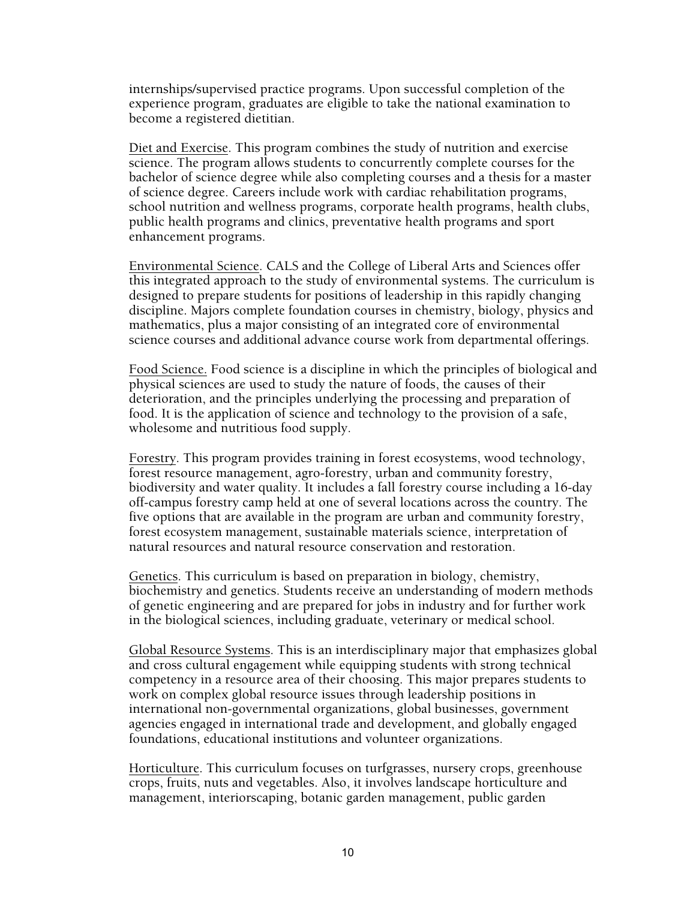internships/supervised practice programs. Upon successful completion of the experience program, graduates are eligible to take the national examination to become a registered dietitian.

Diet and Exercise. This program combines the study of nutrition and exercise science. The program allows students to concurrently complete courses for the bachelor of science degree while also completing courses and a thesis for a master of science degree. Careers include work with cardiac rehabilitation programs, school nutrition and wellness programs, corporate health programs, health clubs, public health programs and clinics, preventative health programs and sport enhancement programs.

Environmental Science. CALS and the College of Liberal Arts and Sciences offer this integrated approach to the study of environmental systems. The curriculum is designed to prepare students for positions of leadership in this rapidly changing discipline. Majors complete foundation courses in chemistry, biology, physics and mathematics, plus a major consisting of an integrated core of environmental science courses and additional advance course work from departmental offerings.

Food Science. Food science is a discipline in which the principles of biological and physical sciences are used to study the nature of foods, the causes of their deterioration, and the principles underlying the processing and preparation of food. It is the application of science and technology to the provision of a safe, wholesome and nutritious food supply.

Forestry. This program provides training in forest ecosystems, wood technology, forest resource management, agro-forestry, urban and community forestry, biodiversity and water quality. It includes a fall forestry course including a 16-day off-campus forestry camp held at one of several locations across the country. The five options that are available in the program are urban and community forestry, forest ecosystem management, sustainable materials science, interpretation of natural resources and natural resource conservation and restoration.

Genetics. This curriculum is based on preparation in biology, chemistry, biochemistry and genetics. Students receive an understanding of modern methods of genetic engineering and are prepared for jobs in industry and for further work in the biological sciences, including graduate, veterinary or medical school.

Global Resource Systems. This is an interdisciplinary major that emphasizes global and cross cultural engagement while equipping students with strong technical competency in a resource area of their choosing. This major prepares students to work on complex global resource issues through leadership positions in international non-governmental organizations, global businesses, government agencies engaged in international trade and development, and globally engaged foundations, educational institutions and volunteer organizations.

Horticulture. This curriculum focuses on turfgrasses, nursery crops, greenhouse crops, fruits, nuts and vegetables. Also, it involves landscape horticulture and management, interiorscaping, botanic garden management, public garden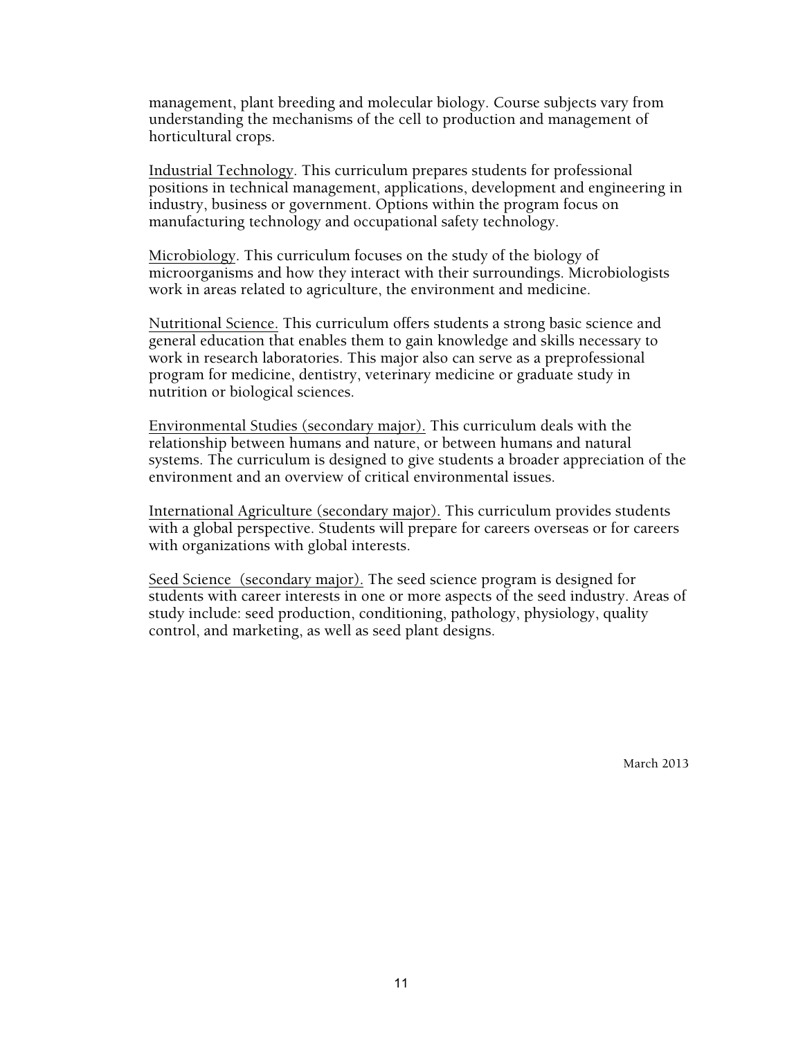management, plant breeding and molecular biology. Course subjects vary from understanding the mechanisms of the cell to production and management of horticultural crops.

Industrial Technology. This curriculum prepares students for professional positions in technical management, applications, development and engineering in industry, business or government. Options within the program focus on manufacturing technology and occupational safety technology.

Microbiology. This curriculum focuses on the study of the biology of microorganisms and how they interact with their surroundings. Microbiologists work in areas related to agriculture, the environment and medicine.

Nutritional Science. This curriculum offers students a strong basic science and general education that enables them to gain knowledge and skills necessary to work in research laboratories. This major also can serve as a preprofessional program for medicine, dentistry, veterinary medicine or graduate study in nutrition or biological sciences.

Environmental Studies (secondary major). This curriculum deals with the relationship between humans and nature, or between humans and natural systems. The curriculum is designed to give students a broader appreciation of the environment and an overview of critical environmental issues.

International Agriculture (secondary major). This curriculum provides students with a global perspective. Students will prepare for careers overseas or for careers with organizations with global interests.

Seed Science (secondary major). The seed science program is designed for students with career interests in one or more aspects of the seed industry. Areas of study include: seed production, conditioning, pathology, physiology, quality control, and marketing, as well as seed plant designs.

March 2013